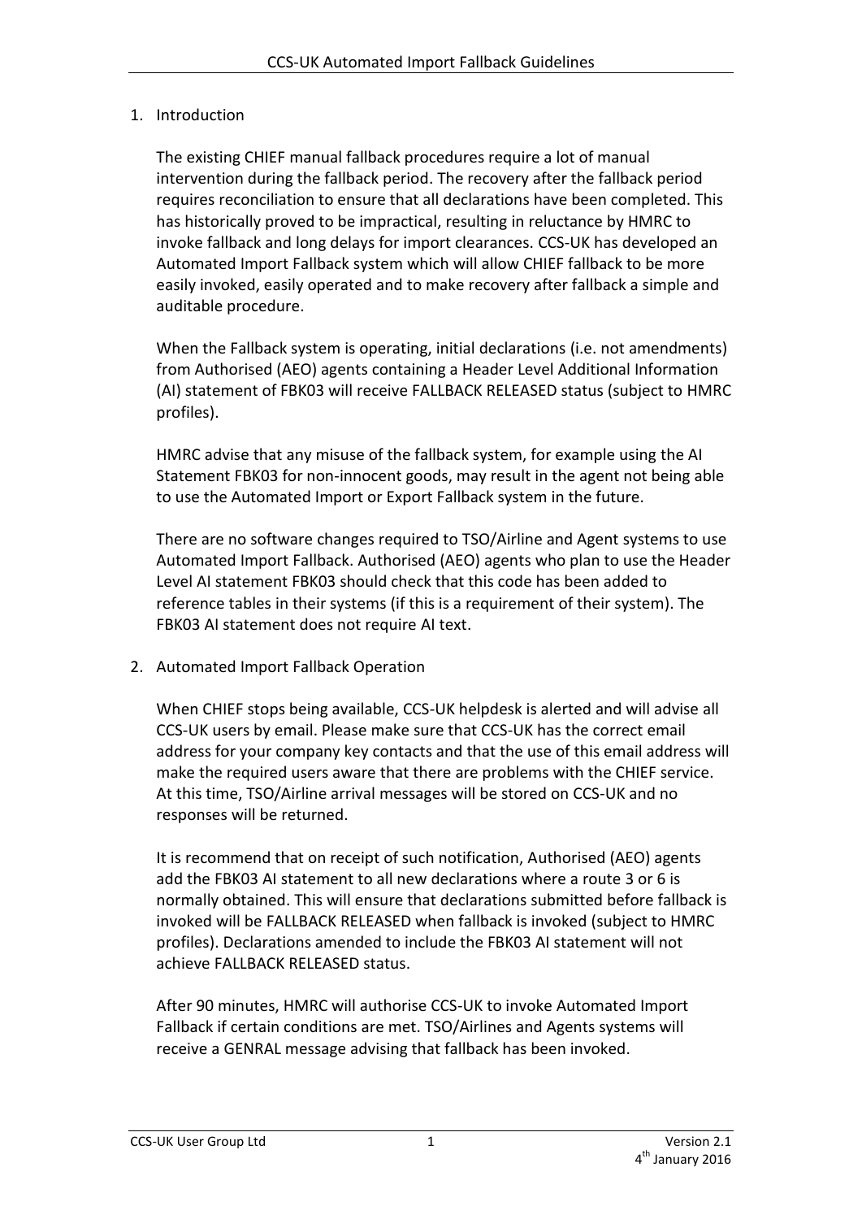## 1. Introduction

The existing CHIEF manual fallback procedures require a lot of manual intervention during the fallback period. The recovery after the fallback period requires reconciliation to ensure that all declarations have been completed. This has historically proved to be impractical, resulting in reluctance by HMRC to invoke fallback and long delays for import clearances. CCS-UK has developed an Automated Import Fallback system which will allow CHIEF fallback to be more easily invoked, easily operated and to make recovery after fallback a simple and auditable procedure.

When the Fallback system is operating, initial declarations (i.e. not amendments) from Authorised (AEO) agents containing a Header Level Additional Information (AI) statement of FBK03 will receive FALLBACK RELEASED status (subject to HMRC profiles).

HMRC advise that any misuse of the fallback system, for example using the AI Statement FBK03 for non-innocent goods, may result in the agent not being able to use the Automated Import or Export Fallback system in the future.

There are no software changes required to TSO/Airline and Agent systems to use Automated Import Fallback. Authorised (AEO) agents who plan to use the Header Level AI statement FBK03 should check that this code has been added to reference tables in their systems (if this is a requirement of their system). The FBK03 AI statement does not require AI text.

## 2. Automated Import Fallback Operation

When CHIEF stops being available, CCS-UK helpdesk is alerted and will advise all CCS-UK users by email. Please make sure that CCS-UK has the correct email address for your company key contacts and that the use of this email address will make the required users aware that there are problems with the CHIEF service. At this time, TSO/Airline arrival messages will be stored on CCS-UK and no responses will be returned.

It is recommend that on receipt of such notification, Authorised (AEO) agents add the FBK03 AI statement to all new declarations where a route 3 or 6 is normally obtained. This will ensure that declarations submitted before fallback is invoked will be FALLBACK RELEASED when fallback is invoked (subject to HMRC profiles). Declarations amended to include the FBK03 AI statement will not achieve FALLBACK RELEASED status.

After 90 minutes, HMRC will authorise CCS-UK to invoke Automated Import Fallback if certain conditions are met. TSO/Airlines and Agents systems will receive a GENRAL message advising that fallback has been invoked.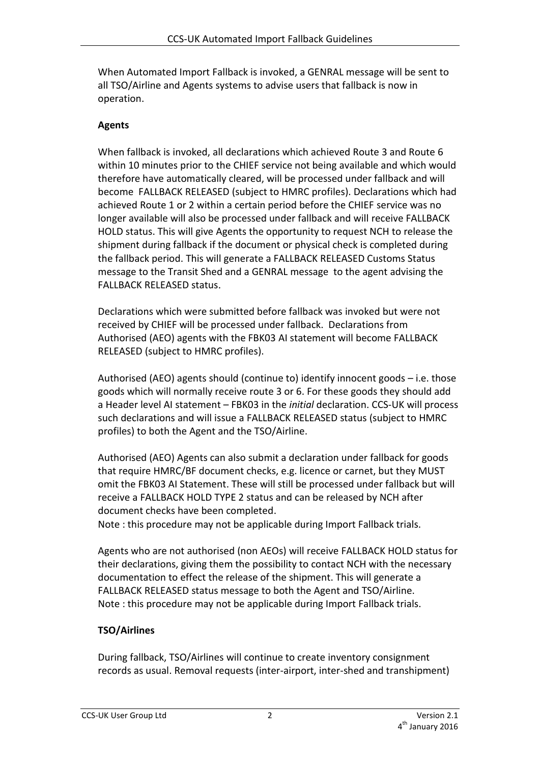When Automated Import Fallback is invoked, a GENRAL message will be sent to all TSO/Airline and Agents systems to advise users that fallback is now in operation.

**Agents**

When fallback is invoked, all declarations which achieved Route 3 and Route 6 within 10 minutes prior to the CHIEF service not being available and which would therefore have automatically cleared, will be processed under fallback and will become FALLBACK RELEASED (subject to HMRC profiles). Declarations which had achieved Route 1 or 2 within a certain period before the CHIEF service was no longer available will also be processed under fallback and will receive FALLBACK HOLD status. This will give Agents the opportunity to request NCH to release the shipment during fallback if the document or physical check is completed during the fallback period. This will generate a FALLBACK RELEASED Customs Status message to the Transit Shed and a GENRAL message to the agent advising the FALLBACK RELEASED status.

Declarations which were submitted before fallback was invoked but were not received by CHIEF will be processed under fallback. Declarations from Authorised (AEO) agents with the FBK03 AI statement will become FALLBACK RELEASED (subject to HMRC profiles).

Authorised (AEO) agents should (continue to) identify innocent goods – i.e. those goods which will normally receive route 3 or 6. For these goods they should add a Header level AI statement – FBK03 in the *initial* declaration. CCS-UK will process such declarations and will issue a FALLBACK RELEASED status (subject to HMRC profiles) to both the Agent and the TSO/Airline.

Authorised (AEO) Agents can also submit a declaration under fallback for goods that require HMRC/BF document checks, e.g. licence or carnet, but they MUST omit the FBK03 AI Statement. These will still be processed under fallback but will receive a FALLBACK HOLD TYPE 2 status and can be released by NCH after document checks have been completed.
Note : this procedure may not be applicable during Import Fallback trials.

Agents who are not authorised (non AEOs) will receive FALLBACK HOLD status for their declarations, giving them the possibility to contact NCH with the necessary documentation to effect the release of the shipment. This will generate a FALLBACK RELEASED status message to both the Agent and TSO/Airline.
Note : this procedure may not be applicable during Import Fallback trials.

**TSO/Airlines**

During fallback, TSO/Airlines will continue to create inventory consignment records as usual. Removal requests (inter-airport, inter-shed and transhipment)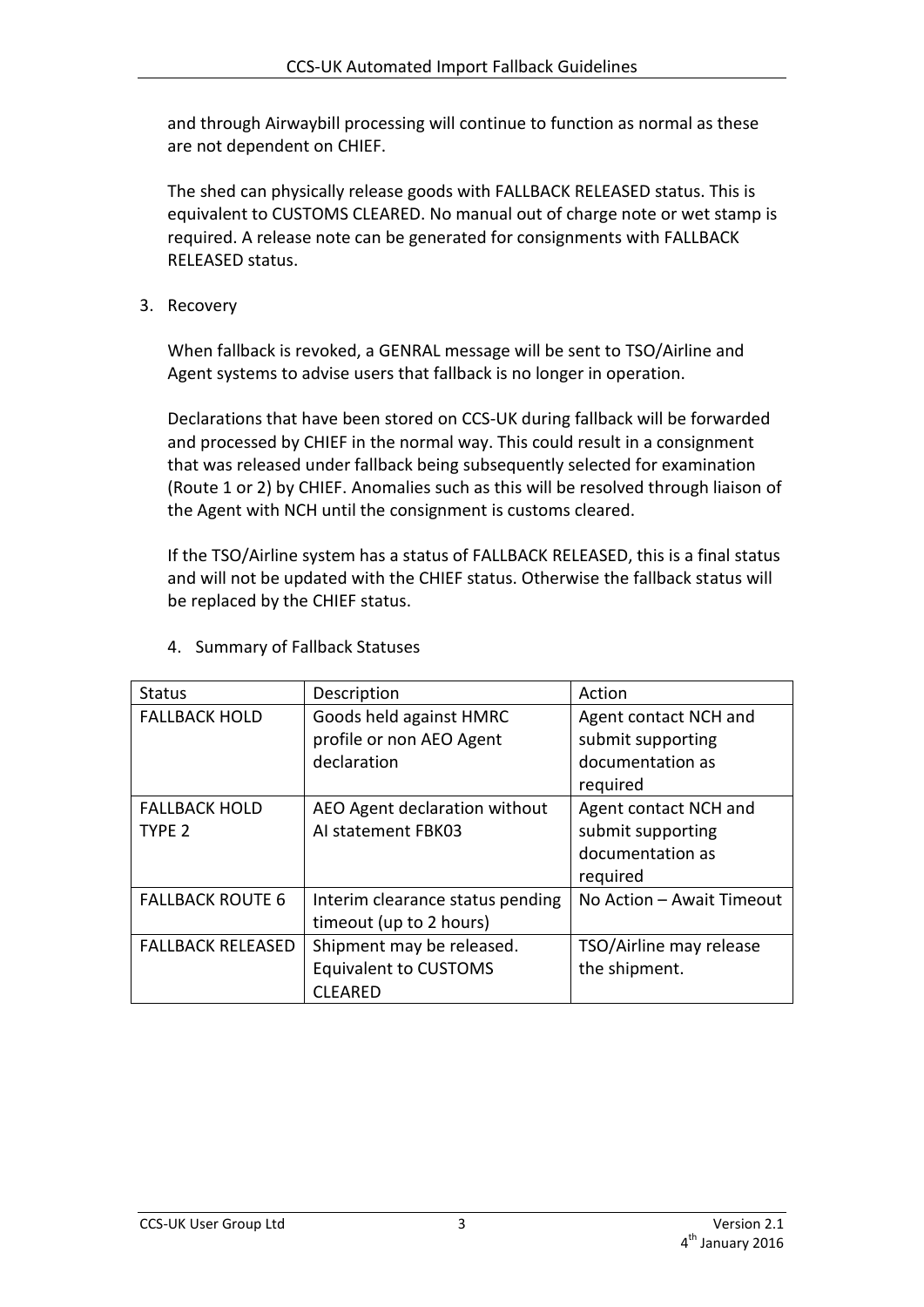and through Airwaybill processing will continue to function as normal as these are not dependent on CHIEF.

The shed can physically release goods with FALLBACK RELEASED status. This is equivalent to CUSTOMS CLEARED. No manual out of charge note or wet stamp is required. A release note can be generated for consignments with FALLBACK RELEASED status.

3. Recovery

When fallback is revoked, a GENRAL message will be sent to TSO/Airline and Agent systems to advise users that fallback is no longer in operation.

Declarations that have been stored on CCS-UK during fallback will be forwarded and processed by CHIEF in the normal way. This could result in a consignment that was released under fallback being subsequently selected for examination (Route 1 or 2) by CHIEF. Anomalies such as this will be resolved through liaison of the Agent with NCH until the consignment is customs cleared.

If the TSO/Airline system has a status of FALLBACK RELEASED, this is a final status and will not be updated with the CHIEF status. Otherwise the fallback status will be replaced by the CHIEF status.

4. Summary of Fallback Statuses

| Status | Description | Action |
|---|---|---|
| FALLBACK HOLD | Goods held against HMRC profile or non AEO Agent declaration | Agent contact NCH and submit supporting documentation as required |
| FALLBACK HOLD TYPE 2 | AEO Agent declaration without AI statement FBK03 | Agent contact NCH and submit supporting documentation as required |
| FALLBACK ROUTE 6 | Interim clearance status pending timeout (up to 2 hours) | No Action – Await Timeout |
| FALLBACK RELEASED | Shipment may be released. Equivalent to CUSTOMS CLEARED | TSO/Airline may release the shipment. |